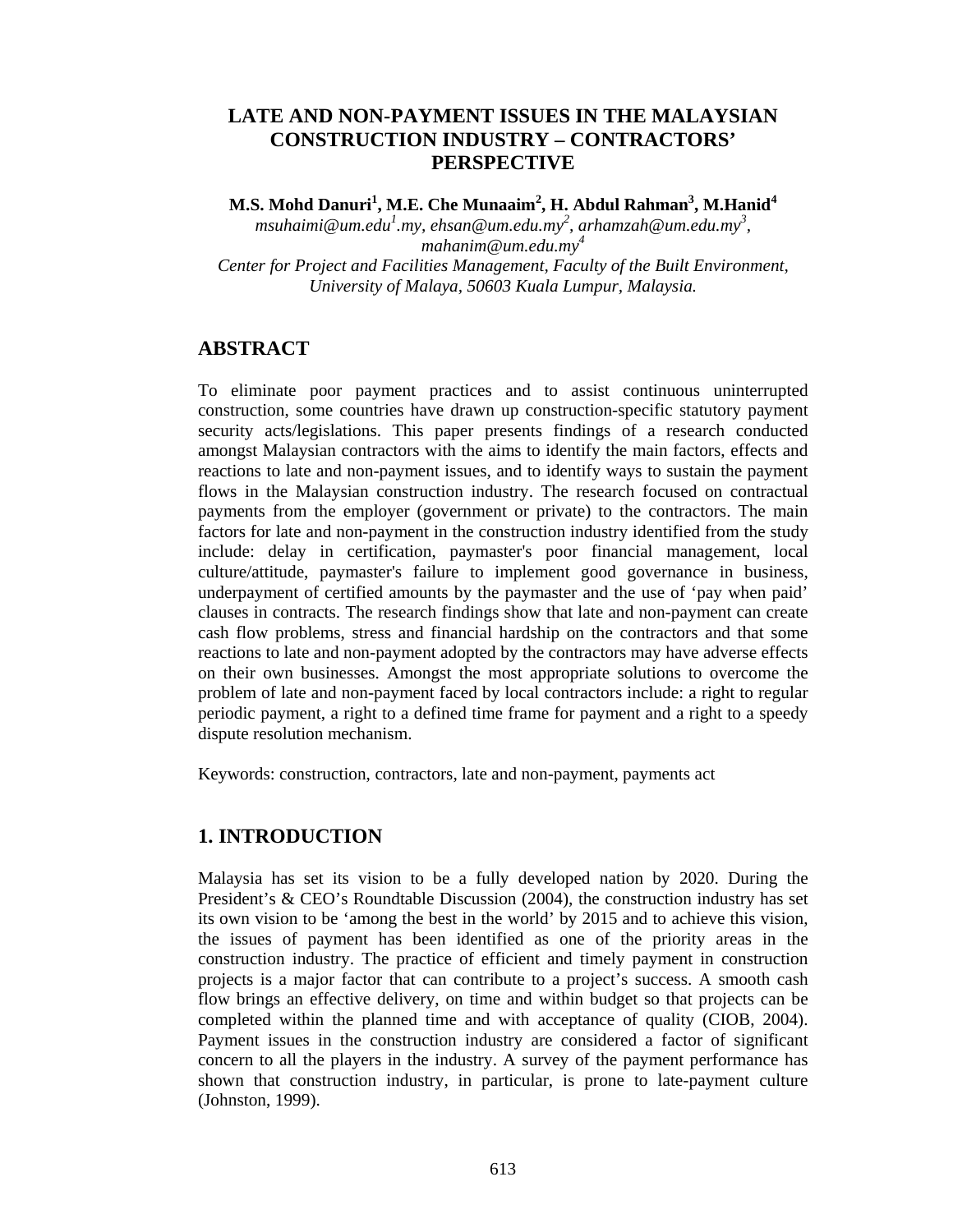# LATE AND NON-PAYMENT ISSUES IN THE MALAYSIAN CONSTRUCTION INDUSTRY – CONTRACTORS' PERSPECTIVE

**M.S. Mohd Danuri[1], M.E. Che Munaaim[2], H. Abdul Rahman[3], M.Hanid[4]**

*msuhaimi@um.edu[1].my, ehsan@um.edu.my[2], arhamzah@um.edu.my[3], mahanim@um.edu.my[4]*

*Center for Project and Facilities Management, Faculty of the Built Environment, University of Malaya, 50603 Kuala Lumpur, Malaysia.*

## ABSTRACT

To eliminate poor payment practices and to assist continuous uninterrupted construction, some countries have drawn up construction-specific statutory payment security acts/legislations. This paper presents findings of a research conducted amongst Malaysian contractors with the aims to identify the main factors, effects and reactions to late and non-payment issues, and to identify ways to sustain the payment flows in the Malaysian construction industry. The research focused on contractual payments from the employer (government or private) to the contractors. The main factors for late and non-payment in the construction industry identified from the study include: delay in certification, paymaster's poor financial management, local culture/attitude, paymaster's failure to implement good governance in business, underpayment of certified amounts by the paymaster and the use of 'pay when paid' clauses in contracts. The research findings show that late and non-payment can create cash flow problems, stress and financial hardship on the contractors and that some reactions to late and non-payment adopted by the contractors may have adverse effects on their own businesses. Amongst the most appropriate solutions to overcome the problem of late and non-payment faced by local contractors include: a right to regular periodic payment, a right to a defined time frame for payment and a right to a speedy dispute resolution mechanism.

Keywords: construction, contractors, late and non-payment, payments act

## 1. INTRODUCTION

Malaysia has set its vision to be a fully developed nation by 2020. During the President's & CEO's Roundtable Discussion (2004), the construction industry has set its own vision to be 'among the best in the world' by 2015 and to achieve this vision, the issues of payment has been identified as one of the priority areas in the construction industry. The practice of efficient and timely payment in construction projects is a major factor that can contribute to a project's success. A smooth cash flow brings an effective delivery, on time and within budget so that projects can be completed within the planned time and with acceptance of quality (CIOB, 2004). Payment issues in the construction industry are considered a factor of significant concern to all the players in the industry. A survey of the payment performance has shown that construction industry, in particular, is prone to late-payment culture (Johnston, 1999).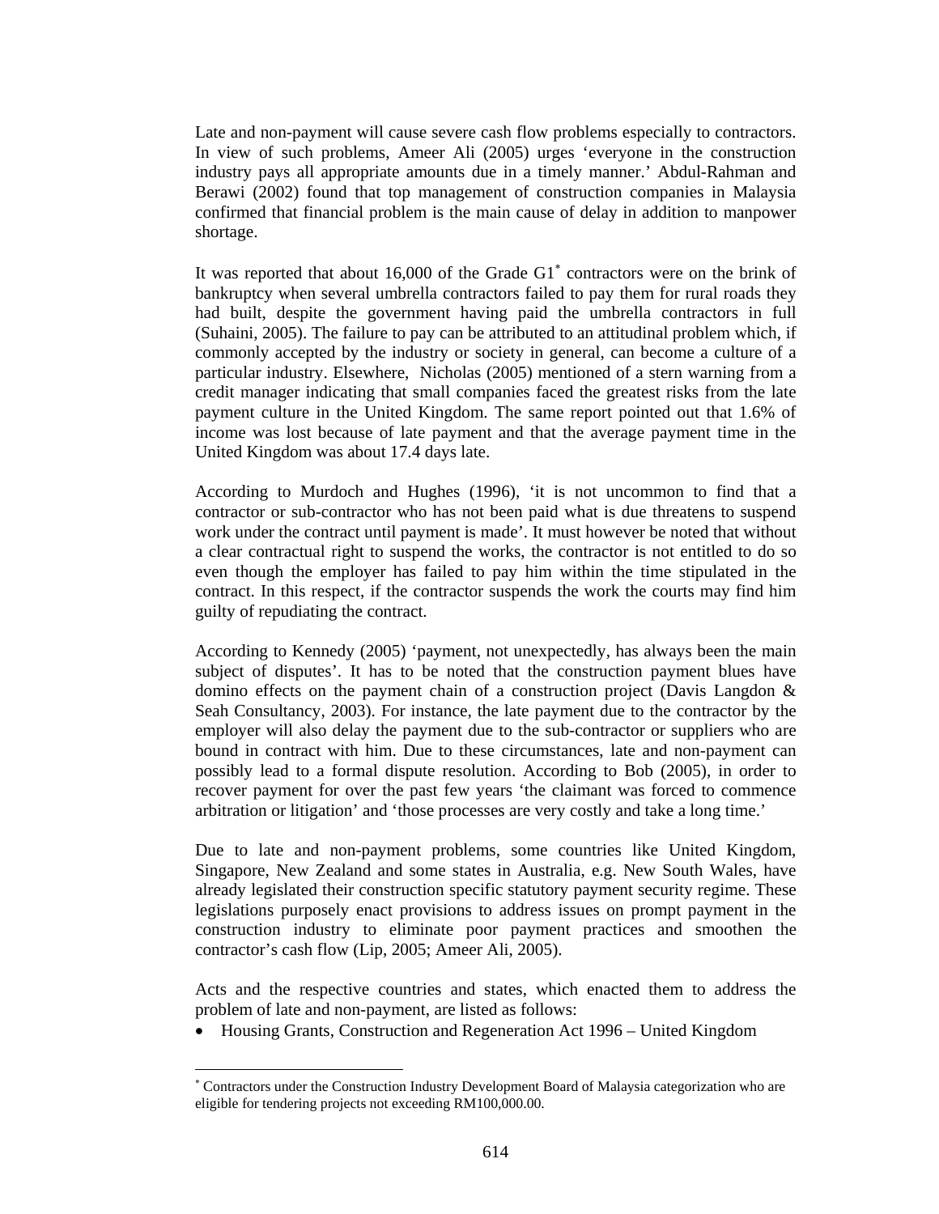Late and non-payment will cause severe cash flow problems especially to contractors. In view of such problems, Ameer Ali (2005) urges 'everyone in the construction industry pays all appropriate amounts due in a timely manner.' Abdul-Rahman and Berawi (2002) found that top management of construction companies in Malaysia confirmed that financial problem is the main cause of delay in addition to manpower shortage.

It was reported that about 16,000 of the Grade G1[*] contractors were on the brink of bankruptcy when several umbrella contractors failed to pay them for rural roads they had built, despite the government having paid the umbrella contractors in full (Suhaini, 2005). The failure to pay can be attributed to an attitudinal problem which, if commonly accepted by the industry or society in general, can become a culture of a particular industry. Elsewhere, Nicholas (2005) mentioned of a stern warning from a credit manager indicating that small companies faced the greatest risks from the late payment culture in the United Kingdom. The same report pointed out that 1.6% of income was lost because of late payment and that the average payment time in the United Kingdom was about 17.4 days late.

According to Murdoch and Hughes (1996), 'it is not uncommon to find that a contractor or sub-contractor who has not been paid what is due threatens to suspend work under the contract until payment is made'. It must however be noted that without a clear contractual right to suspend the works, the contractor is not entitled to do so even though the employer has failed to pay him within the time stipulated in the contract. In this respect, if the contractor suspends the work the courts may find him guilty of repudiating the contract.

According to Kennedy (2005) 'payment, not unexpectedly, has always been the main subject of disputes'. It has to be noted that the construction payment blues have domino effects on the payment chain of a construction project (Davis Langdon & Seah Consultancy, 2003). For instance, the late payment due to the contractor by the employer will also delay the payment due to the sub-contractor or suppliers who are bound in contract with him. Due to these circumstances, late and non-payment can possibly lead to a formal dispute resolution. According to Bob (2005), in order to recover payment for over the past few years 'the claimant was forced to commence arbitration or litigation' and 'those processes are very costly and take a long time.'

Due to late and non-payment problems, some countries like United Kingdom, Singapore, New Zealand and some states in Australia, e.g. New South Wales, have already legislated their construction specific statutory payment security regime. These legislations purposely enact provisions to address issues on prompt payment in the construction industry to eliminate poor payment practices and smoothen the contractor's cash flow (Lip, 2005; Ameer Ali, 2005).

Acts and the respective countries and states, which enacted them to address the problem of late and non-payment, are listed as follows:

- Housing Grants, Construction and Regeneration Act 1996 – United Kingdom

---

[*] Contractors under the Construction Industry Development Board of Malaysia categorization who are eligible for tendering projects not exceeding RM100,000.00.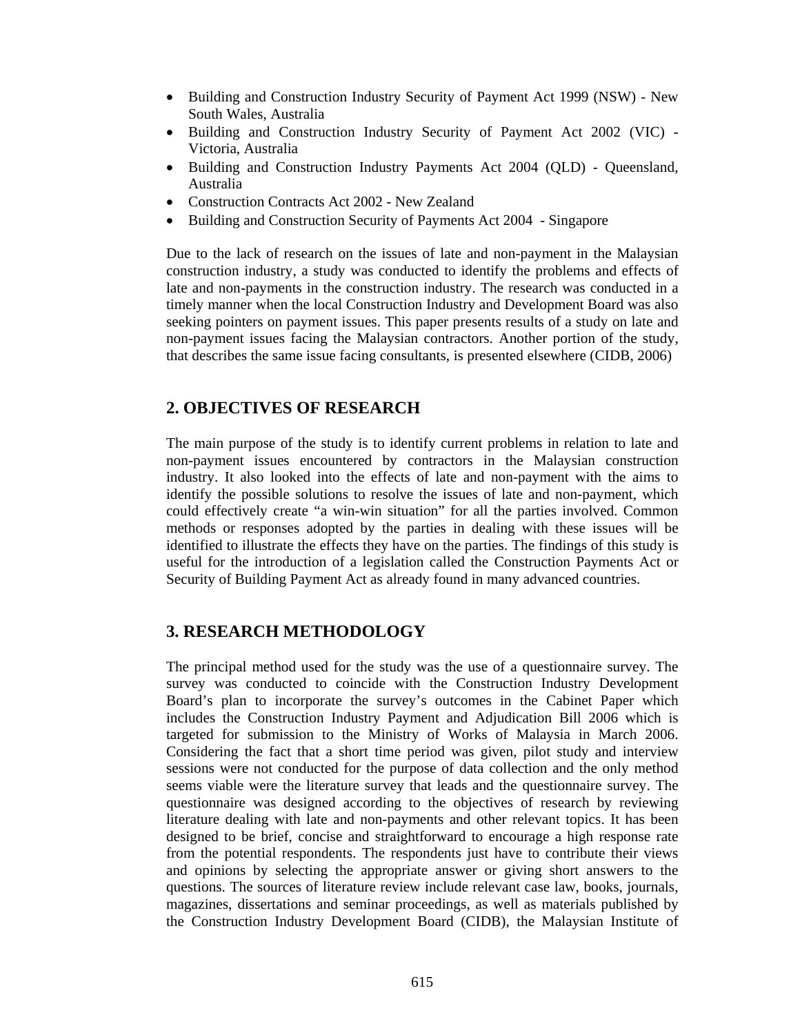- Building and Construction Industry Security of Payment Act 1999 (NSW) - New South Wales, Australia
- Building and Construction Industry Security of Payment Act 2002 (VIC) - Victoria, Australia
- Building and Construction Industry Payments Act 2004 (QLD) - Queensland, Australia
- Construction Contracts Act 2002 - New Zealand
- Building and Construction Security of Payments Act 2004 - Singapore

Due to the lack of research on the issues of late and non-payment in the Malaysian construction industry, a study was conducted to identify the problems and effects of late and non-payments in the construction industry. The research was conducted in a timely manner when the local Construction Industry and Development Board was also seeking pointers on payment issues. This paper presents results of a study on late and non-payment issues facing the Malaysian contractors. Another portion of the study, that describes the same issue facing consultants, is presented elsewhere (CIDB, 2006)

## 2. OBJECTIVES OF RESEARCH

The main purpose of the study is to identify current problems in relation to late and non-payment issues encountered by contractors in the Malaysian construction industry. It also looked into the effects of late and non-payment with the aims to identify the possible solutions to resolve the issues of late and non-payment, which could effectively create "a win-win situation" for all the parties involved. Common methods or responses adopted by the parties in dealing with these issues will be identified to illustrate the effects they have on the parties. The findings of this study is useful for the introduction of a legislation called the Construction Payments Act or Security of Building Payment Act as already found in many advanced countries.

## 3. RESEARCH METHODOLOGY

The principal method used for the study was the use of a questionnaire survey. The survey was conducted to coincide with the Construction Industry Development Board's plan to incorporate the survey's outcomes in the Cabinet Paper which includes the Construction Industry Payment and Adjudication Bill 2006 which is targeted for submission to the Ministry of Works of Malaysia in March 2006. Considering the fact that a short time period was given, pilot study and interview sessions were not conducted for the purpose of data collection and the only method seems viable were the literature survey that leads and the questionnaire survey. The questionnaire was designed according to the objectives of research by reviewing literature dealing with late and non-payments and other relevant topics. It has been designed to be brief, concise and straightforward to encourage a high response rate from the potential respondents. The respondents just have to contribute their views and opinions by selecting the appropriate answer or giving short answers to the questions. The sources of literature review include relevant case law, books, journals, magazines, dissertations and seminar proceedings, as well as materials published by the Construction Industry Development Board (CIDB), the Malaysian Institute of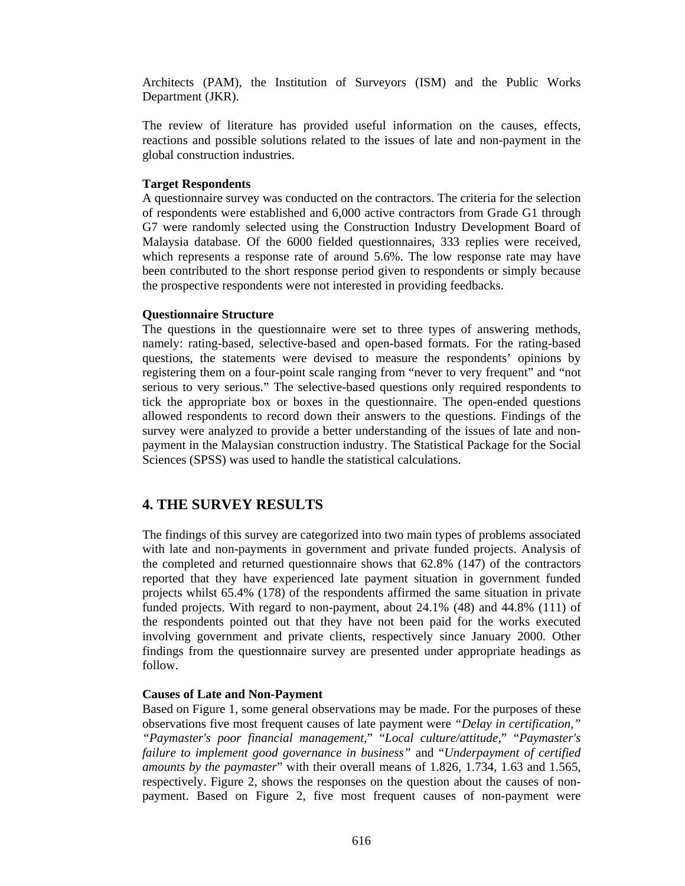Architects (PAM), the Institution of Surveyors (ISM) and the Public Works Department (JKR).

The review of literature has provided useful information on the causes, effects, reactions and possible solutions related to the issues of late and non-payment in the global construction industries.

**Target Respondents**

A questionnaire survey was conducted on the contractors. The criteria for the selection of respondents were established and 6,000 active contractors from Grade G1 through G7 were randomly selected using the Construction Industry Development Board of Malaysia database. Of the 6000 fielded questionnaires, 333 replies were received, which represents a response rate of around 5.6%. The low response rate may have been contributed to the short response period given to respondents or simply because the prospective respondents were not interested in providing feedbacks.

**Questionnaire Structure**

The questions in the questionnaire were set to three types of answering methods, namely: rating-based, selective-based and open-based formats. For the rating-based questions, the statements were devised to measure the respondents' opinions by registering them on a four-point scale ranging from "never to very frequent" and "not serious to very serious." The selective-based questions only required respondents to tick the appropriate box or boxes in the questionnaire. The open-ended questions allowed respondents to record down their answers to the questions. Findings of the survey were analyzed to provide a better understanding of the issues of late and non-payment in the Malaysian construction industry. The Statistical Package for the Social Sciences (SPSS) was used to handle the statistical calculations.

## 4. THE SURVEY RESULTS

The findings of this survey are categorized into two main types of problems associated with late and non-payments in government and private funded projects. Analysis of the completed and returned questionnaire shows that 62.8% (147) of the contractors reported that they have experienced late payment situation in government funded projects whilst 65.4% (178) of the respondents affirmed the same situation in private funded projects. With regard to non-payment, about 24.1% (48) and 44.8% (111) of the respondents pointed out that they have not been paid for the works executed involving government and private clients, respectively since January 2000. Other findings from the questionnaire survey are presented under appropriate headings as follow.

**Causes of Late and Non-Payment**

Based on Figure 1, some general observations may be made. For the purposes of these observations five most frequent causes of late payment were *"Delay in certification,"* *"Paymaster's poor financial management*," "*Local culture/attitude*," "*Paymaster's failure to implement good governance in business"* and "*Underpayment of certified amounts by the paymaster*" with their overall means of 1.826, 1.734, 1.63 and 1.565, respectively. Figure 2, shows the responses on the question about the causes of non-payment. Based on Figure 2, five most frequent causes of non-payment were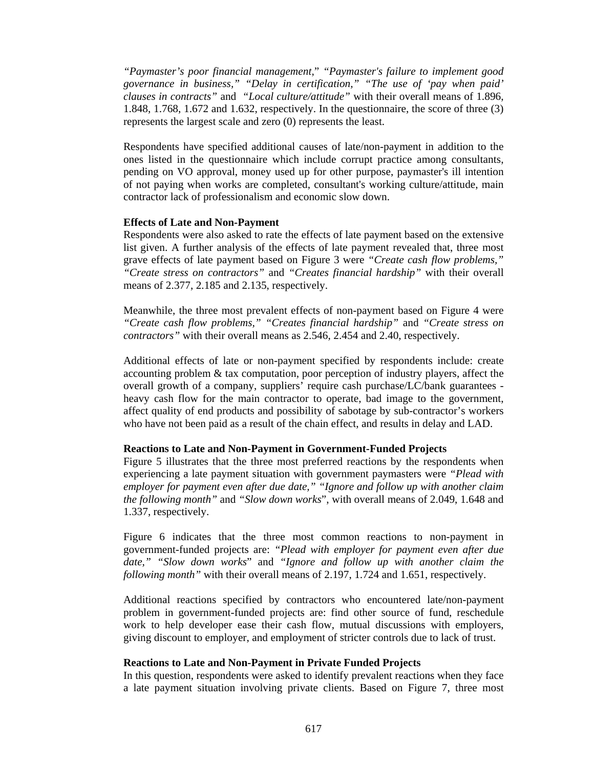*"Paymaster's poor financial management,*" *"Paymaster's failure to implement good governance in business," "Delay in certification," "The use of 'pay when paid' clauses in contracts"* and *"Local culture/attitude"* with their overall means of 1.896, 1.848, 1.768, 1.672 and 1.632, respectively. In the questionnaire, the score of three (3) represents the largest scale and zero (0) represents the least.

Respondents have specified additional causes of late/non-payment in addition to the ones listed in the questionnaire which include corrupt practice among consultants, pending on VO approval, money used up for other purpose, paymaster's ill intention of not paying when works are completed, consultant's working culture/attitude, main contractor lack of professionalism and economic slow down.

**Effects of Late and Non-Payment**

Respondents were also asked to rate the effects of late payment based on the extensive list given. A further analysis of the effects of late payment revealed that, three most grave effects of late payment based on Figure 3 were *"Create cash flow problems," "Create stress on contractors"* and *"Creates financial hardship"* with their overall means of 2.377, 2.185 and 2.135, respectively.

Meanwhile, the three most prevalent effects of non-payment based on Figure 4 were *"Create cash flow problems," "Creates financial hardship"* and *"Create stress on contractors"* with their overall means as 2.546, 2.454 and 2.40, respectively.

Additional effects of late or non-payment specified by respondents include: create accounting problem & tax computation, poor perception of industry players, affect the overall growth of a company, suppliers' require cash purchase/LC/bank guarantees - heavy cash flow for the main contractor to operate, bad image to the government, affect quality of end products and possibility of sabotage by sub-contractor's workers who have not been paid as a result of the chain effect, and results in delay and LAD.

**Reactions to Late and Non-Payment in Government-Funded Projects**

Figure 5 illustrates that the three most preferred reactions by the respondents when experiencing a late payment situation with government paymasters were *"Plead with employer for payment even after due date," "Ignore and follow up with another claim the following month"* and *"Slow down works*", with overall means of 2.049, 1.648 and 1.337, respectively.

Figure 6 indicates that the three most common reactions to non-payment in government-funded projects are: "*Plead with employer for payment even after due date," "Slow down works*" and "*Ignore and follow up with another claim the following month"* with their overall means of 2.197, 1.724 and 1.651, respectively.

Additional reactions specified by contractors who encountered late/non-payment problem in government-funded projects are: find other source of fund, reschedule work to help developer ease their cash flow, mutual discussions with employers, giving discount to employer, and employment of stricter controls due to lack of trust.

**Reactions to Late and Non-Payment in Private Funded Projects**

In this question, respondents were asked to identify prevalent reactions when they face a late payment situation involving private clients. Based on Figure 7, three most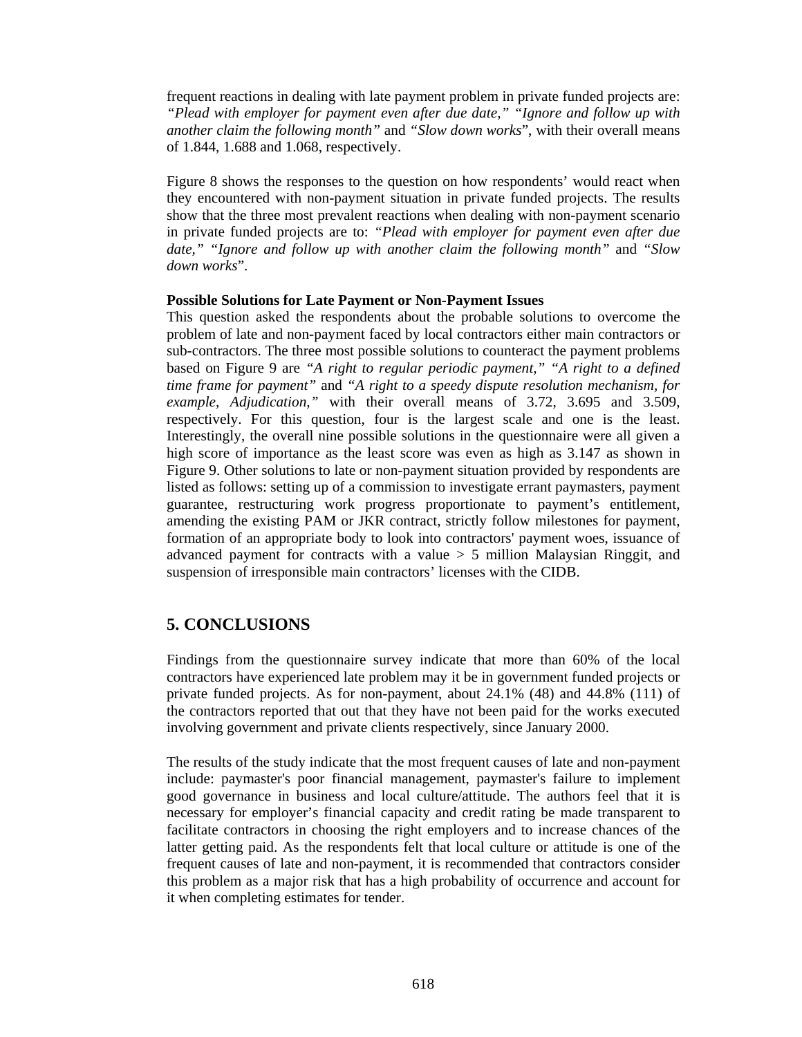frequent reactions in dealing with late payment problem in private funded projects are: *"Plead with employer for payment even after due date," "Ignore and follow up with another claim the following month"* and *"Slow down works*", with their overall means of 1.844, 1.688 and 1.068, respectively.

Figure 8 shows the responses to the question on how respondents' would react when they encountered with non-payment situation in private funded projects. The results show that the three most prevalent reactions when dealing with non-payment scenario in private funded projects are to: *"Plead with employer for payment even after due date," "Ignore and follow up with another claim the following month"* and *"Slow down works*".

**Possible Solutions for Late Payment or Non-Payment Issues**

This question asked the respondents about the probable solutions to overcome the problem of late and non-payment faced by local contractors either main contractors or sub-contractors. The three most possible solutions to counteract the payment problems based on Figure 9 are *"A right to regular periodic payment," "A right to a defined time frame for payment"* and *"A right to a speedy dispute resolution mechanism, for example, Adjudication,"* with their overall means of 3.72, 3.695 and 3.509, respectively. For this question, four is the largest scale and one is the least. Interestingly, the overall nine possible solutions in the questionnaire were all given a high score of importance as the least score was even as high as 3.147 as shown in Figure 9. Other solutions to late or non-payment situation provided by respondents are listed as follows: setting up of a commission to investigate errant paymasters, payment guarantee, restructuring work progress proportionate to payment's entitlement, amending the existing PAM or JKR contract, strictly follow milestones for payment, formation of an appropriate body to look into contractors' payment woes, issuance of advanced payment for contracts with a value > 5 million Malaysian Ringgit, and suspension of irresponsible main contractors' licenses with the CIDB.

## 5. CONCLUSIONS

Findings from the questionnaire survey indicate that more than 60% of the local contractors have experienced late problem may it be in government funded projects or private funded projects. As for non-payment, about 24.1% (48) and 44.8% (111) of the contractors reported that out that they have not been paid for the works executed involving government and private clients respectively, since January 2000.

The results of the study indicate that the most frequent causes of late and non-payment include: paymaster's poor financial management, paymaster's failure to implement good governance in business and local culture/attitude. The authors feel that it is necessary for employer's financial capacity and credit rating be made transparent to facilitate contractors in choosing the right employers and to increase chances of the latter getting paid. As the respondents felt that local culture or attitude is one of the frequent causes of late and non-payment, it is recommended that contractors consider this problem as a major risk that has a high probability of occurrence and account for it when completing estimates for tender.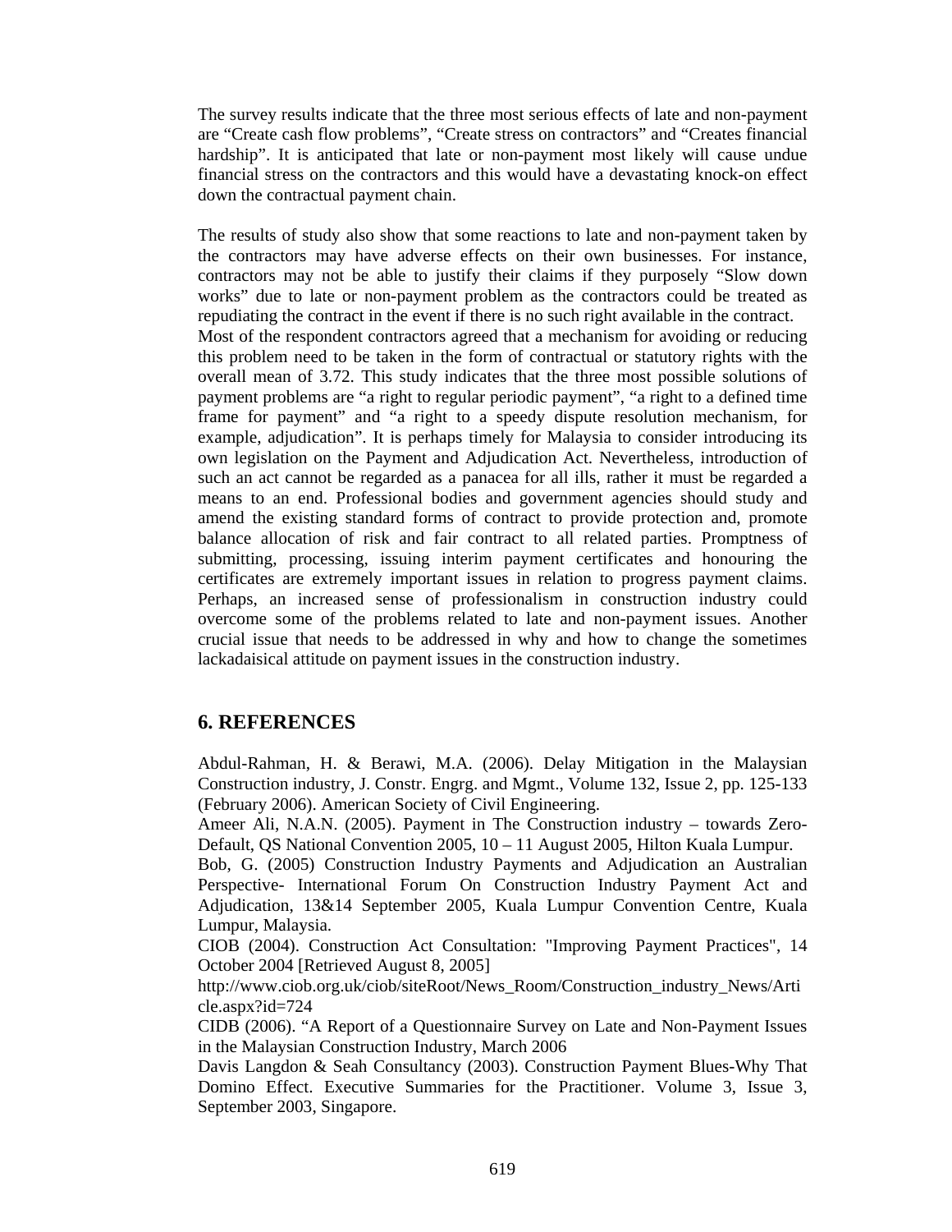The survey results indicate that the three most serious effects of late and non-payment are "Create cash flow problems", "Create stress on contractors" and "Creates financial hardship". It is anticipated that late or non-payment most likely will cause undue financial stress on the contractors and this would have a devastating knock-on effect down the contractual payment chain.

The results of study also show that some reactions to late and non-payment taken by the contractors may have adverse effects on their own businesses. For instance, contractors may not be able to justify their claims if they purposely "Slow down works" due to late or non-payment problem as the contractors could be treated as repudiating the contract in the event if there is no such right available in the contract.
Most of the respondent contractors agreed that a mechanism for avoiding or reducing this problem need to be taken in the form of contractual or statutory rights with the overall mean of 3.72. This study indicates that the three most possible solutions of payment problems are "a right to regular periodic payment", "a right to a defined time frame for payment" and "a right to a speedy dispute resolution mechanism, for example, adjudication". It is perhaps timely for Malaysia to consider introducing its own legislation on the Payment and Adjudication Act. Nevertheless, introduction of such an act cannot be regarded as a panacea for all ills, rather it must be regarded a means to an end. Professional bodies and government agencies should study and amend the existing standard forms of contract to provide protection and, promote balance allocation of risk and fair contract to all related parties. Promptness of submitting, processing, issuing interim payment certificates and honouring the certificates are extremely important issues in relation to progress payment claims. Perhaps, an increased sense of professionalism in construction industry could overcome some of the problems related to late and non-payment issues. Another crucial issue that needs to be addressed in why and how to change the sometimes lackadaisical attitude on payment issues in the construction industry.

## 6. REFERENCES

Abdul-Rahman, H. & Berawi, M.A. (2006). Delay Mitigation in the Malaysian Construction industry, J. Constr. Engrg. and Mgmt., Volume 132, Issue 2, pp. 125-133 (February 2006). American Society of Civil Engineering.

Ameer Ali, N.A.N. (2005). Payment in The Construction industry – towards Zero-Default, QS National Convention 2005, 10 – 11 August 2005, Hilton Kuala Lumpur.

Bob, G. (2005) Construction Industry Payments and Adjudication an Australian Perspective- International Forum On Construction Industry Payment Act and Adjudication, 13&14 September 2005, Kuala Lumpur Convention Centre, Kuala Lumpur, Malaysia.

CIOB (2004). Construction Act Consultation: "Improving Payment Practices", 14 October 2004 [Retrieved August 8, 2005] http://www.ciob.org.uk/ciob/siteRoot/News_Room/Construction_industry_News/Article.aspx?id=724

CIDB (2006). "A Report of a Questionnaire Survey on Late and Non-Payment Issues in the Malaysian Construction Industry, March 2006

Davis Langdon & Seah Consultancy (2003). Construction Payment Blues-Why That Domino Effect. Executive Summaries for the Practitioner. Volume 3, Issue 3, September 2003, Singapore.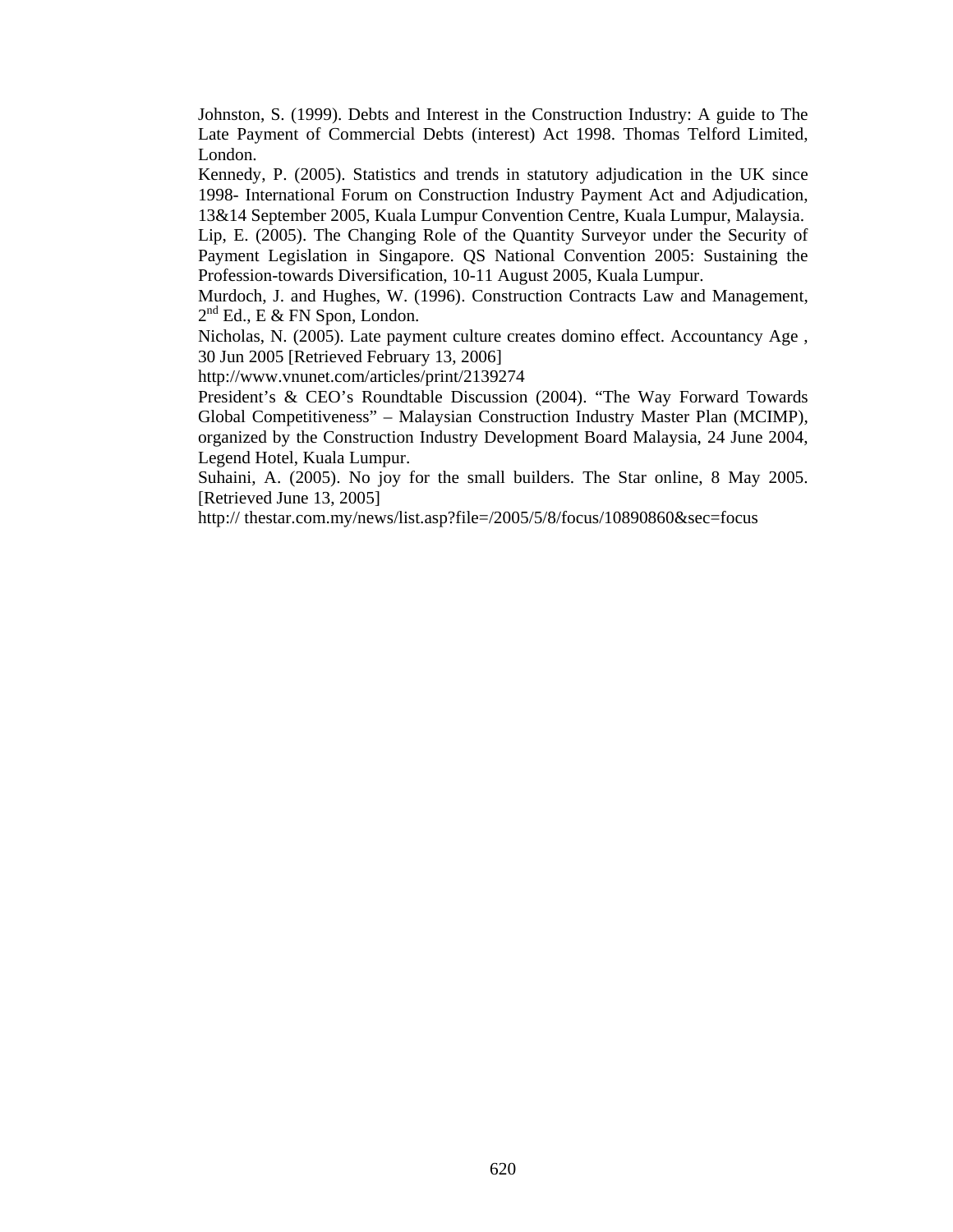Johnston, S. (1999). Debts and Interest in the Construction Industry: A guide to The Late Payment of Commercial Debts (interest) Act 1998. Thomas Telford Limited, London.

Kennedy, P. (2005). Statistics and trends in statutory adjudication in the UK since 1998- International Forum on Construction Industry Payment Act and Adjudication, 13&14 September 2005, Kuala Lumpur Convention Centre, Kuala Lumpur, Malaysia.

Lip, E. (2005). The Changing Role of the Quantity Surveyor under the Security of Payment Legislation in Singapore. QS National Convention 2005: Sustaining the Profession-towards Diversification, 10-11 August 2005, Kuala Lumpur.

Murdoch, J. and Hughes, W. (1996). Construction Contracts Law and Management, 2nd Ed., E & FN Spon, London.

Nicholas, N. (2005). Late payment culture creates domino effect. Accountancy Age , 30 Jun 2005 [Retrieved February 13, 2006]
http://www.vnunet.com/articles/print/2139274

President's & CEO's Roundtable Discussion (2004). "The Way Forward Towards Global Competitiveness" – Malaysian Construction Industry Master Plan (MCIMP), organized by the Construction Industry Development Board Malaysia, 24 June 2004, Legend Hotel, Kuala Lumpur.

Suhaini, A. (2005). No joy for the small builders. The Star online, 8 May 2005. [Retrieved June 13, 2005]
http:// thestar.com.my/news/list.asp?file=/2005/5/8/focus/10890860&sec=focus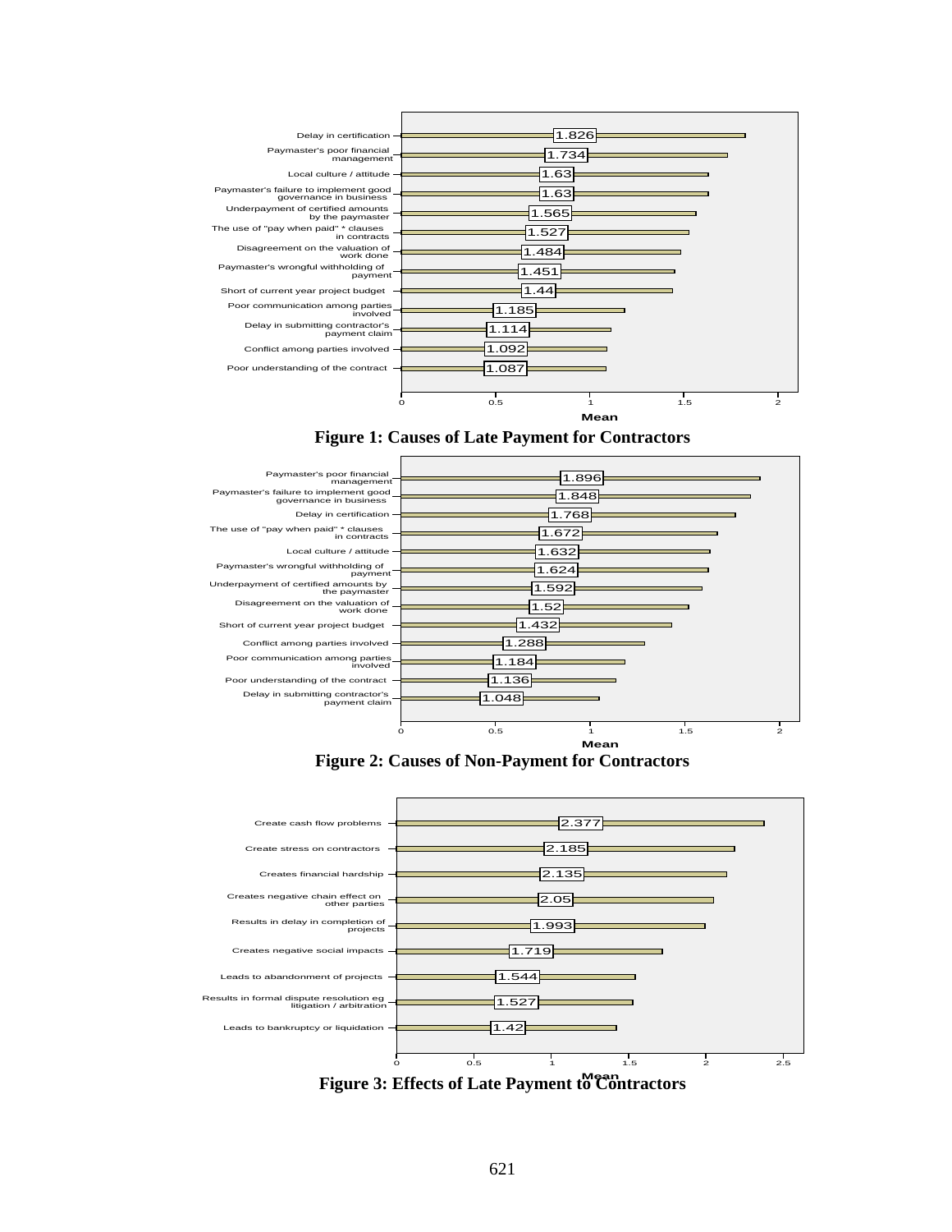| Causes | Mean |
|---|---|
| Delay in certification | 1.826 |
| Paymaster's poor financial management | 1.734 |
| Local culture / attitude | 1.63 |
| Paymaster's failure to implement good governance in business | 1.63 |
| Underpayment of certified amounts by the paymaster | 1.565 |
| The use of "pay when paid" * clauses in contracts | 1.527 |
| Disagreement on the valuation of work done | 1.484 |
| Paymaster's wrongful withholding of payment | 1.451 |
| Short of current year project budget | 1.44 |
| Poor communication among parties involved | 1.185 |
| Delay in submitting contractor's payment claim | 1.114 |
| Conflict among parties involved | 1.092 |
| Poor understanding of the contract | 1.087 |

**Figure 1: Causes of Late Payment for Contractors**

| Causes | Mean |
|---|---|
| Paymaster's poor financial management | 1.896 |
| Paymaster's failure to implement good governance in business | 1.848 |
| Delay in certification | 1.768 |
| The use of "pay when paid" * clauses in contracts | 1.672 |
| Local culture / attitude | 1.632 |
| Paymaster's wrongful withholding of payment | 1.624 |
| Underpayment of certified amounts by the paymaster | 1.592 |
| Disagreement on the valuation of work done | 1.52 |
| Short of current year project budget | 1.432 |
| Conflict among parties involved | 1.288 |
| Poor communication among parties involved | 1.184 |
| Poor understanding of the contract | 1.136 |
| Delay in submitting contractor's payment claim | 1.048 |

**Figure 2: Causes of Non-Payment for Contractors**

| Effects | Mean |
|---|---|
| Create cash flow problems | 2.377 |
| Create stress on contractors | 2.185 |
| Creates financial hardship | 2.135 |
| Creates negative chain effect on other parties | 2.05 |
| Results in delay in completion of projects | 1.993 |
| Creates negative social impacts | 1.719 |
| Leads to abandonment of projects | 1.544 |
| Results in formal dispute resolution eg litigation / arbitration | 1.527 |
| Leads to bankruptcy or liquidation | 1.42 |

**Figure 3: Effects of Late Payment to Contractors**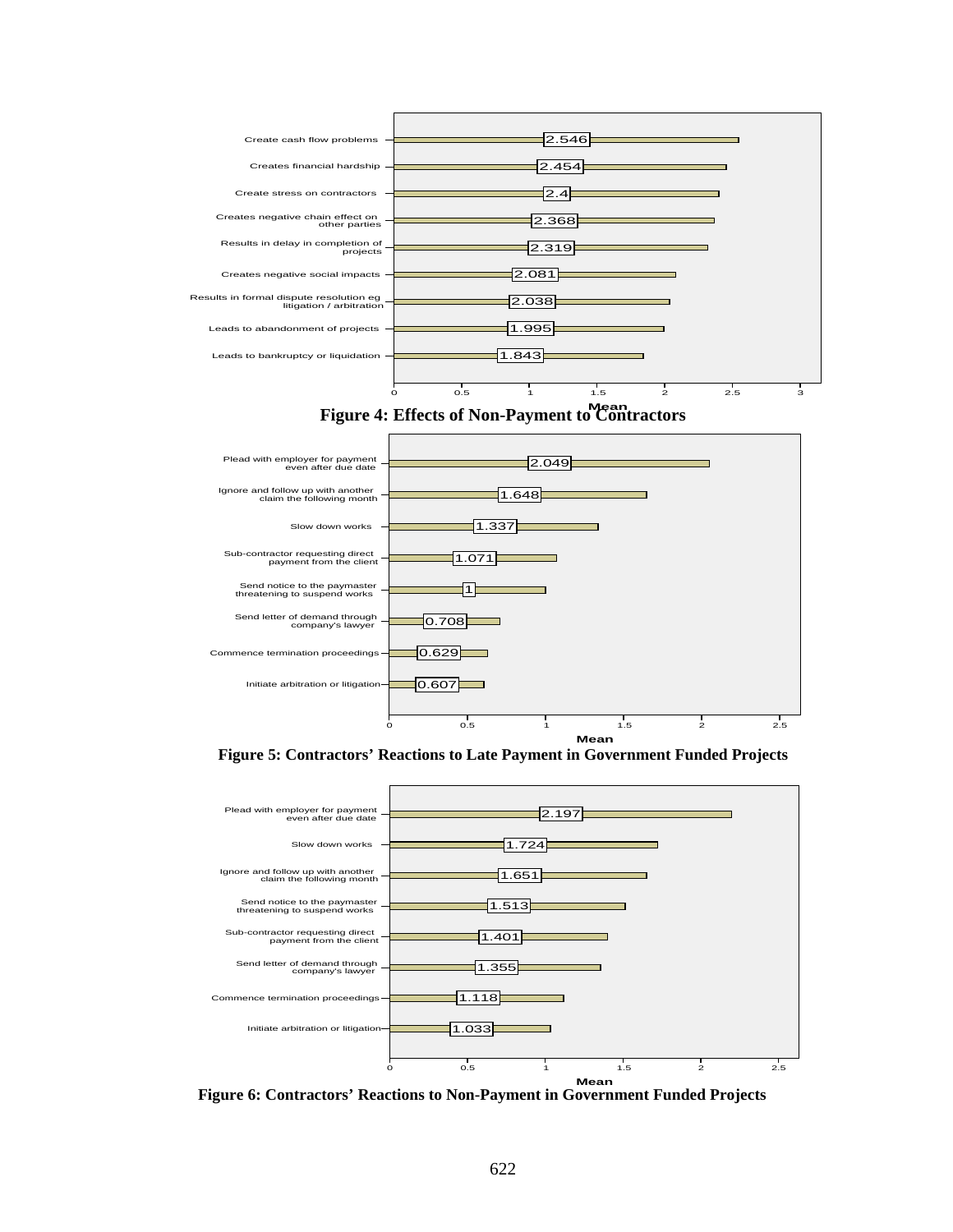| Effect | Mean |
|---|---|
| Create cash flow problems | 2.546 |
| Creates financial hardship | 2.454 |
| Create stress on contractors | 2.4 |
| Creates negative chain effect on other parties | 2.368 |
| Results in delay in completion of projects | 2.319 |
| Creates negative social impacts | 2.081 |
| Results in formal dispute resolution eg litigation / arbitration | 2.038 |
| Leads to abandonment of projects | 1.995 |
| Leads to bankruptcy or liquidation | 1.843 |

**Figure 4: Effects of Non-Payment to Contractors**

| Reaction | Mean |
|---|---|
| Plead with employer for payment even after due date | 2.049 |
| Ignore and follow up with another claim the following month | 1.648 |
| Slow down works | 1.337 |
| Sub-contractor requesting direct payment from the client | 1.071 |
| Send notice to the paymaster threatening to suspend works | 1 |
| Send letter of demand through company's lawyer | 0.708 |
| Commence termination proceedings | 0.629 |
| Initiate arbitration or litigation | 0.607 |

**Figure 5: Contractors' Reactions to Late Payment in Government Funded Projects**

| Reaction | Mean |
|---|---|
| Plead with employer for payment even after due date | 2.197 |
| Slow down works | 1.724 |
| Ignore and follow up with another claim the following month | 1.651 |
| Send notice to the paymaster threatening to suspend works | 1.513 |
| Sub-contractor requesting direct payment from the client | 1.401 |
| Send letter of demand through company's lawyer | 1.355 |
| Commence termination proceedings | 1.118 |
| Initiate arbitration or litigation | 1.033 |

**Figure 6: Contractors' Reactions to Non-Payment in Government Funded Projects**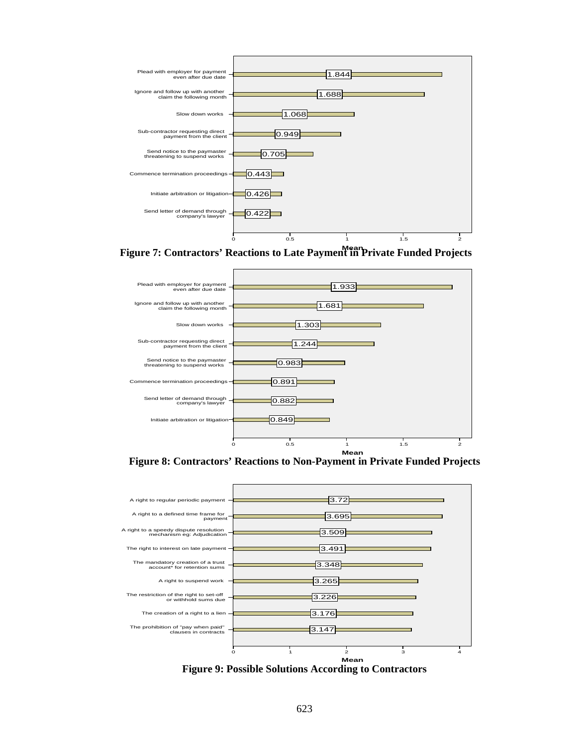Plead with employer for payment even after due date
1.844
Ignore and follow up with another claim the following month
1.688
Slow down works
1.068
Sub-contractor requesting direct payment from the client
0.949
Send notice to the paymaster threatening to suspend works
0.705
Commence termination proceedings
0.443
Initiate arbitration or litigation
0.426
Send letter of demand through company's lawyer
0.422

0 0.5 1 1.5 2
Mean

**Figure 7: Contractors' Reactions to Late Payment in Private Funded Projects**

Plead with employer for payment even after due date
1.933
Ignore and follow up with another claim the following month
1.681
Slow down works
1.303
Sub-contractor requesting direct payment from the client
1.244
Send notice to the paymaster threatening to suspend works
0.983
Commence termination proceedings
0.891
Send letter of demand through company's lawyer
0.882
Initiate arbitration or litigation
0.849

0 0.5 1 1.5 2
Mean

**Figure 8: Contractors' Reactions to Non-Payment in Private Funded Projects**

A right to regular periodic payment
3.72
A right to a defined time frame for payment
3.695
A right to a speedy dispute resolution mechanism eg: Adjudication
3.509
The right to interest on late payment
3.491
The mandatory creation of a trust account* for retention sums
3.348
A right to suspend work
3.265
The restriction of the right to set-off or withhold sums due
3.226
The creation of a right to a lien
3.176
The prohibition of "pay when paid" clauses in contracts
3.147

0 1 2 3 4
Mean

**Figure 9: Possible Solutions According to Contractors**